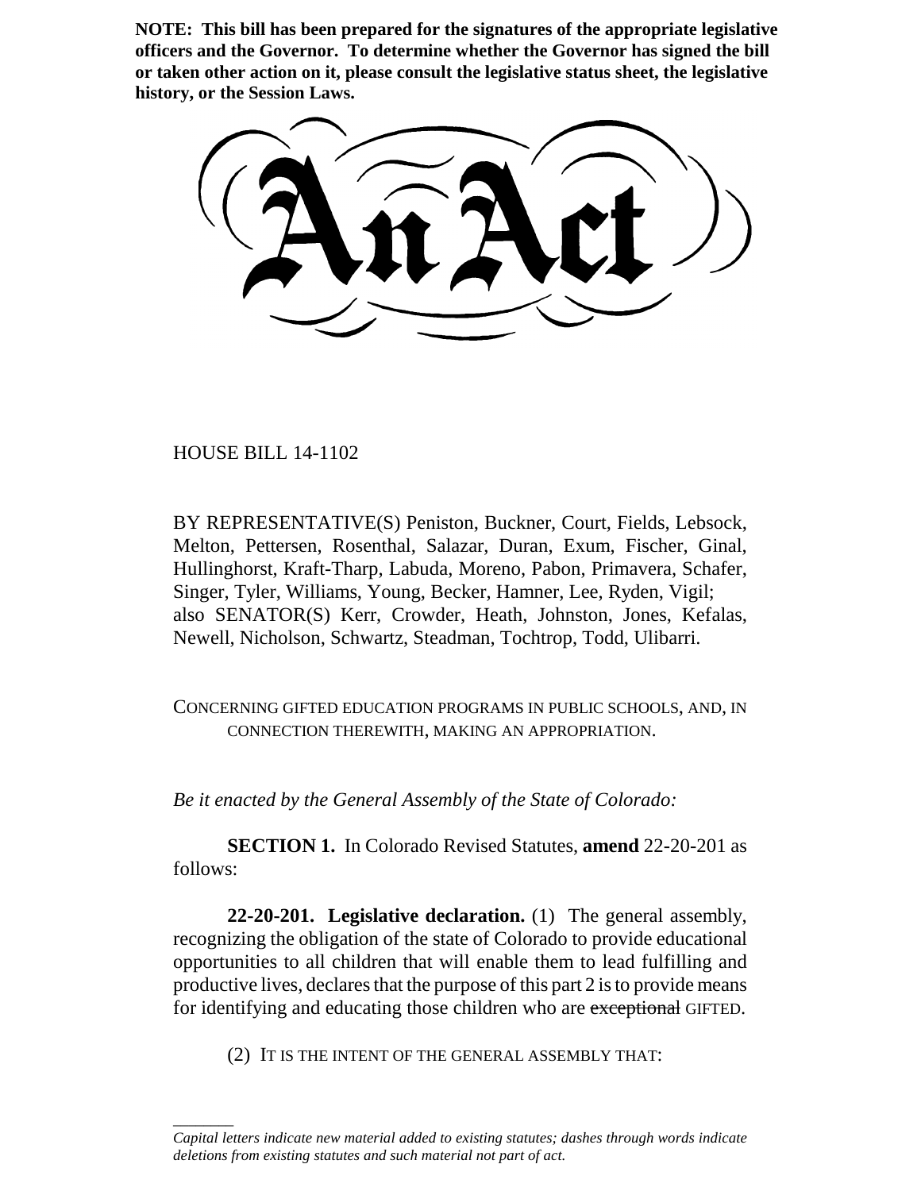**NOTE: This bill has been prepared for the signatures of the appropriate legislative officers and the Governor. To determine whether the Governor has signed the bill or taken other action on it, please consult the legislative status sheet, the legislative history, or the Session Laws.**

# An Act

HOUSE BILL 14-1102

BY REPRESENTATIVE(S) Peniston, Buckner, Court, Fields, Lebsock, Melton, Pettersen, Rosenthal, Salazar, Duran, Exum, Fischer, Ginal, Hullinghorst, Kraft-Tharp, Labuda, Moreno, Pabon, Primavera, Schafer, Singer, Tyler, Williams, Young, Becker, Hamner, Lee, Ryden, Vigil; also SENATOR(S) Kerr, Crowder, Heath, Johnston, Jones, Kefalas, Newell, Nicholson, Schwartz, Steadman, Tochtrop, Todd, Ulibarri.

CONCERNING GIFTED EDUCATION PROGRAMS IN PUBLIC SCHOOLS, AND, IN CONNECTION THEREWITH, MAKING AN APPROPRIATION.

*Be it enacted by the General Assembly of the State of Colorado:*

**SECTION 1.** In Colorado Revised Statutes, **amend** 22-20-201 as follows:

**22-20-201. Legislative declaration.** (1) The general assembly, recognizing the obligation of the state of Colorado to provide educational opportunities to all children that will enable them to lead fulfilling and productive lives, declares that the purpose of this part 2 is to provide means for identifying and educating those children who are ~~exceptional~~ GIFTED.

(2) IT IS THE INTENT OF THE GENERAL ASSEMBLY THAT:

*Capital letters indicate new material added to existing statutes; dashes through words indicate deletions from existing statutes and such material not part of act.*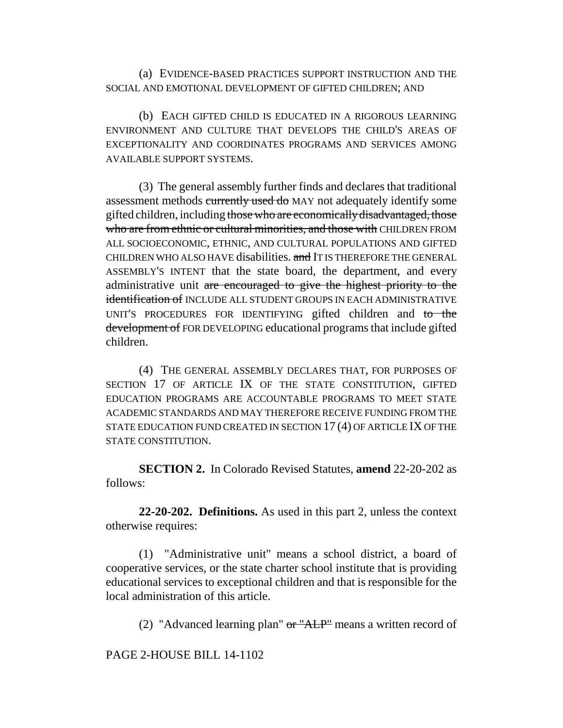(a) EVIDENCE-BASED PRACTICES SUPPORT INSTRUCTION AND THE SOCIAL AND EMOTIONAL DEVELOPMENT OF GIFTED CHILDREN; AND

(b) EACH GIFTED CHILD IS EDUCATED IN A RIGOROUS LEARNING ENVIRONMENT AND CULTURE THAT DEVELOPS THE CHILD'S AREAS OF EXCEPTIONALITY AND COORDINATES PROGRAMS AND SERVICES AMONG AVAILABLE SUPPORT SYSTEMS.

(3) The general assembly further finds and declares that traditional assessment methods ~~currently used do~~ MAY not adequately identify some gifted children, including ~~those who are economically disadvantaged, those who are from ethnic or cultural minorities, and those with~~ CHILDREN FROM ALL SOCIOECONOMIC, ETHNIC, AND CULTURAL POPULATIONS AND GIFTED CHILDREN WHO ALSO HAVE disabilities. ~~and~~ IT IS THEREFORE THE GENERAL ASSEMBLY'S INTENT that the state board, the department, and every administrative unit ~~are encouraged to give the highest priority to the identification of~~ INCLUDE ALL STUDENT GROUPS IN EACH ADMINISTRATIVE UNIT'S PROCEDURES FOR IDENTIFYING gifted children and ~~to the development of~~ FOR DEVELOPING educational programs that include gifted children.

(4) THE GENERAL ASSEMBLY DECLARES THAT, FOR PURPOSES OF SECTION 17 OF ARTICLE IX OF THE STATE CONSTITUTION, GIFTED EDUCATION PROGRAMS ARE ACCOUNTABLE PROGRAMS TO MEET STATE ACADEMIC STANDARDS AND MAY THEREFORE RECEIVE FUNDING FROM THE STATE EDUCATION FUND CREATED IN SECTION 17 (4) OF ARTICLE IX OF THE STATE CONSTITUTION.

**SECTION 2.** In Colorado Revised Statutes, **amend** 22-20-202 as follows:

**22-20-202. Definitions.** As used in this part 2, unless the context otherwise requires:

(1) "Administrative unit" means a school district, a board of cooperative services, or the state charter school institute that is providing educational services to exceptional children and that is responsible for the local administration of this article.

(2) "Advanced learning plan" ~~or "ALP"~~ means a written record of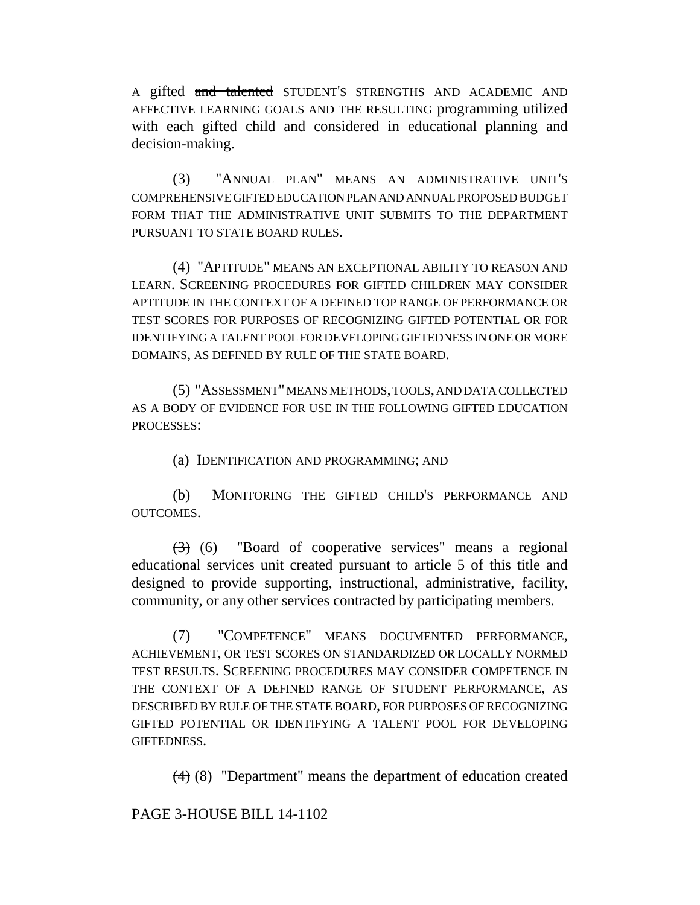A gifted ~~and talented~~ STUDENT'S STRENGTHS AND ACADEMIC AND AFFECTIVE LEARNING GOALS AND THE RESULTING programming utilized with each gifted child and considered in educational planning and decision-making.

(3) "ANNUAL PLAN" MEANS AN ADMINISTRATIVE UNIT'S COMPREHENSIVE GIFTED EDUCATION PLAN AND ANNUAL PROPOSED BUDGET FORM THAT THE ADMINISTRATIVE UNIT SUBMITS TO THE DEPARTMENT PURSUANT TO STATE BOARD RULES.

(4) "APTITUDE" MEANS AN EXCEPTIONAL ABILITY TO REASON AND LEARN. SCREENING PROCEDURES FOR GIFTED CHILDREN MAY CONSIDER APTITUDE IN THE CONTEXT OF A DEFINED TOP RANGE OF PERFORMANCE OR TEST SCORES FOR PURPOSES OF RECOGNIZING GIFTED POTENTIAL OR FOR IDENTIFYING A TALENT POOL FOR DEVELOPING GIFTEDNESS IN ONE OR MORE DOMAINS, AS DEFINED BY RULE OF THE STATE BOARD.

(5) "ASSESSMENT" MEANS METHODS, TOOLS, AND DATA COLLECTED AS A BODY OF EVIDENCE FOR USE IN THE FOLLOWING GIFTED EDUCATION PROCESSES:

(a) IDENTIFICATION AND PROGRAMMING; AND

(b) MONITORING THE GIFTED CHILD'S PERFORMANCE AND OUTCOMES.

~~(3)~~ (6) "Board of cooperative services" means a regional educational services unit created pursuant to article 5 of this title and designed to provide supporting, instructional, administrative, facility, community, or any other services contracted by participating members.

(7) "COMPETENCE" MEANS DOCUMENTED PERFORMANCE, ACHIEVEMENT, OR TEST SCORES ON STANDARDIZED OR LOCALLY NORMED TEST RESULTS. SCREENING PROCEDURES MAY CONSIDER COMPETENCE IN THE CONTEXT OF A DEFINED RANGE OF STUDENT PERFORMANCE, AS DESCRIBED BY RULE OF THE STATE BOARD, FOR PURPOSES OF RECOGNIZING GIFTED POTENTIAL OR IDENTIFYING A TALENT POOL FOR DEVELOPING GIFTEDNESS.

~~(4)~~ (8) "Department" means the department of education created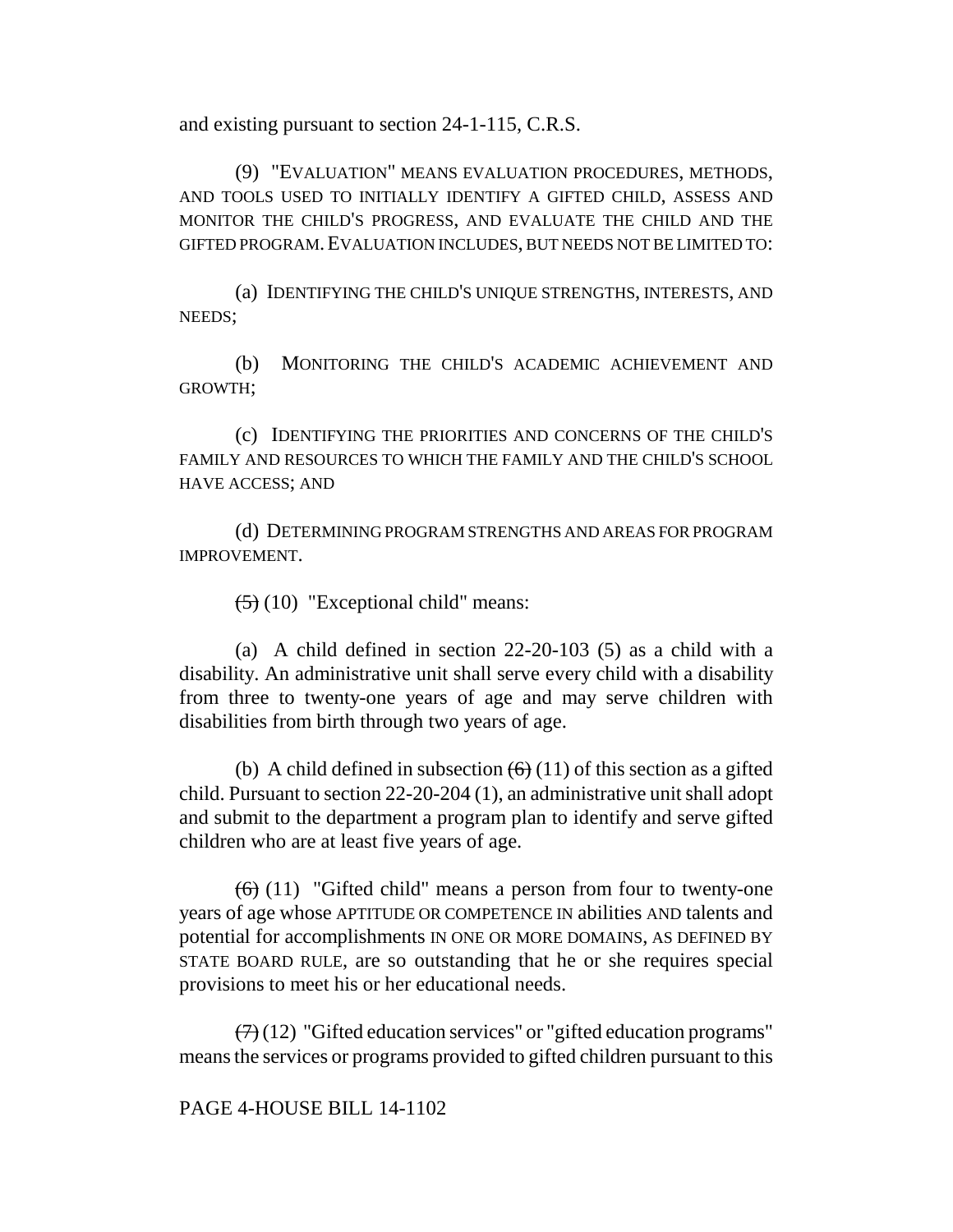and existing pursuant to section 24-1-115, C.R.S.

(9) "EVALUATION" MEANS EVALUATION PROCEDURES, METHODS, AND TOOLS USED TO INITIALLY IDENTIFY A GIFTED CHILD, ASSESS AND MONITOR THE CHILD'S PROGRESS, AND EVALUATE THE CHILD AND THE GIFTED PROGRAM. EVALUATION INCLUDES, BUT NEEDS NOT BE LIMITED TO:

(a) IDENTIFYING THE CHILD'S UNIQUE STRENGTHS, INTERESTS, AND NEEDS;

(b) MONITORING THE CHILD'S ACADEMIC ACHIEVEMENT AND GROWTH;

(c) IDENTIFYING THE PRIORITIES AND CONCERNS OF THE CHILD'S FAMILY AND RESOURCES TO WHICH THE FAMILY AND THE CHILD'S SCHOOL HAVE ACCESS; AND

(d) DETERMINING PROGRAM STRENGTHS AND AREAS FOR PROGRAM IMPROVEMENT.

~~(5)~~ (10) "Exceptional child" means:

(a) A child defined in section 22-20-103 (5) as a child with a disability. An administrative unit shall serve every child with a disability from three to twenty-one years of age and may serve children with disabilities from birth through two years of age.

(b) A child defined in subsection ~~(6)~~ (11) of this section as a gifted child. Pursuant to section 22-20-204 (1), an administrative unit shall adopt and submit to the department a program plan to identify and serve gifted children who are at least five years of age.

~~(6)~~ (11) "Gifted child" means a person from four to twenty-one years of age whose APTITUDE OR COMPETENCE IN abilities AND talents and potential for accomplishments IN ONE OR MORE DOMAINS, AS DEFINED BY STATE BOARD RULE, are so outstanding that he or she requires special provisions to meet his or her educational needs.

~~(7)~~ (12) "Gifted education services" or "gifted education programs" means the services or programs provided to gifted children pursuant to this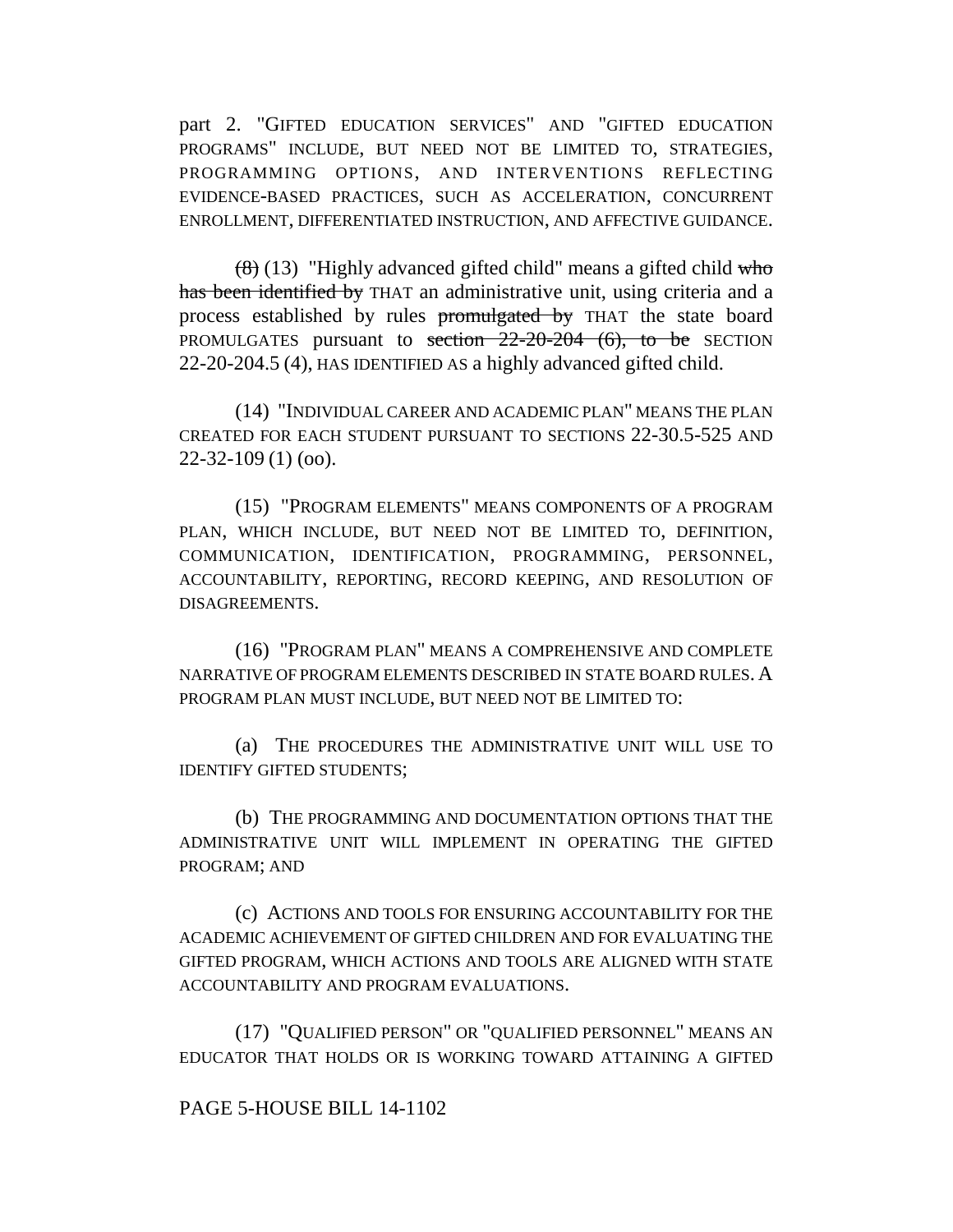part 2. "GIFTED EDUCATION SERVICES" AND "GIFTED EDUCATION PROGRAMS" INCLUDE, BUT NEED NOT BE LIMITED TO, STRATEGIES, PROGRAMMING OPTIONS, AND INTERVENTIONS REFLECTING EVIDENCE-BASED PRACTICES, SUCH AS ACCELERATION, CONCURRENT ENROLLMENT, DIFFERENTIATED INSTRUCTION, AND AFFECTIVE GUIDANCE.

~~(8)~~ (13) "Highly advanced gifted child" means a gifted child ~~who has been identified by~~ THAT an administrative unit, using criteria and a process established by rules ~~promulgated by~~ THAT the state board PROMULGATES pursuant to ~~section 22-20-204 (6), to be~~ SECTION 22-20-204.5 (4), HAS IDENTIFIED AS a highly advanced gifted child.

(14) "INDIVIDUAL CAREER AND ACADEMIC PLAN" MEANS THE PLAN CREATED FOR EACH STUDENT PURSUANT TO SECTIONS 22-30.5-525 AND 22-32-109 (1) (oo).

(15) "PROGRAM ELEMENTS" MEANS COMPONENTS OF A PROGRAM PLAN, WHICH INCLUDE, BUT NEED NOT BE LIMITED TO, DEFINITION, COMMUNICATION, IDENTIFICATION, PROGRAMMING, PERSONNEL, ACCOUNTABILITY, REPORTING, RECORD KEEPING, AND RESOLUTION OF DISAGREEMENTS.

(16) "PROGRAM PLAN" MEANS A COMPREHENSIVE AND COMPLETE NARRATIVE OF PROGRAM ELEMENTS DESCRIBED IN STATE BOARD RULES. A PROGRAM PLAN MUST INCLUDE, BUT NEED NOT BE LIMITED TO:

(a) THE PROCEDURES THE ADMINISTRATIVE UNIT WILL USE TO IDENTIFY GIFTED STUDENTS;

(b) THE PROGRAMMING AND DOCUMENTATION OPTIONS THAT THE ADMINISTRATIVE UNIT WILL IMPLEMENT IN OPERATING THE GIFTED PROGRAM; AND

(c) ACTIONS AND TOOLS FOR ENSURING ACCOUNTABILITY FOR THE ACADEMIC ACHIEVEMENT OF GIFTED CHILDREN AND FOR EVALUATING THE GIFTED PROGRAM, WHICH ACTIONS AND TOOLS ARE ALIGNED WITH STATE ACCOUNTABILITY AND PROGRAM EVALUATIONS.

(17) "QUALIFIED PERSON" OR "QUALIFIED PERSONNEL" MEANS AN EDUCATOR THAT HOLDS OR IS WORKING TOWARD ATTAINING A GIFTED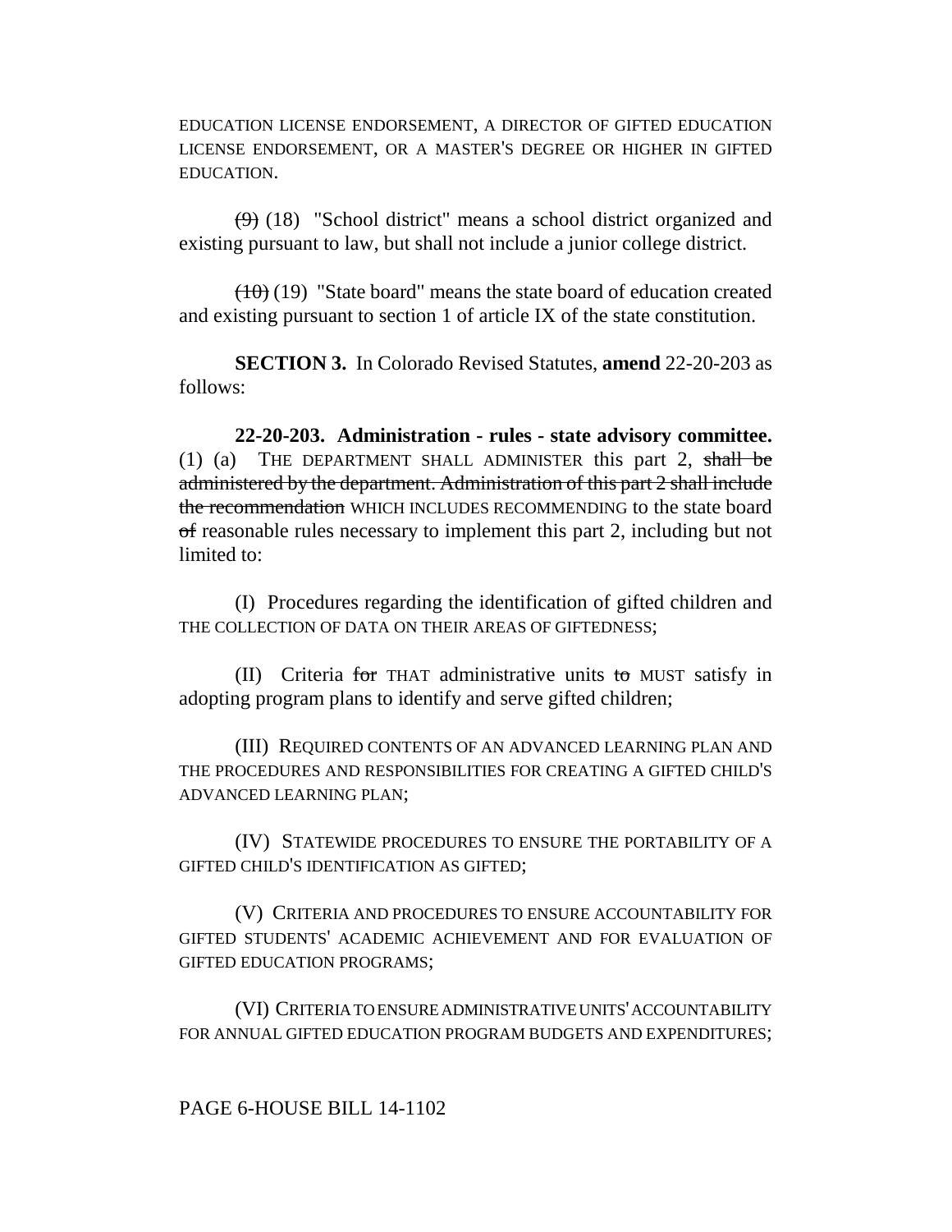EDUCATION LICENSE ENDORSEMENT, A DIRECTOR OF GIFTED EDUCATION LICENSE ENDORSEMENT, OR A MASTER'S DEGREE OR HIGHER IN GIFTED EDUCATION.

~~(9)~~ (18) "School district" means a school district organized and existing pursuant to law, but shall not include a junior college district.

~~(10)~~ (19) "State board" means the state board of education created and existing pursuant to section 1 of article IX of the state constitution.

**SECTION 3.** In Colorado Revised Statutes, **amend** 22-20-203 as follows:

**22-20-203. Administration - rules - state advisory committee.** (1) (a) THE DEPARTMENT SHALL ADMINISTER this part 2, ~~shall be administered by the department. Administration of this part 2 shall include the recommendation~~ WHICH INCLUDES RECOMMENDING to the state board ~~of~~ reasonable rules necessary to implement this part 2, including but not limited to:

(I) Procedures regarding the identification of gifted children and THE COLLECTION OF DATA ON THEIR AREAS OF GIFTEDNESS;

(II) Criteria ~~for~~ THAT administrative units ~~to~~ MUST satisfy in adopting program plans to identify and serve gifted children;

(III) REQUIRED CONTENTS OF AN ADVANCED LEARNING PLAN AND THE PROCEDURES AND RESPONSIBILITIES FOR CREATING A GIFTED CHILD'S ADVANCED LEARNING PLAN;

(IV) STATEWIDE PROCEDURES TO ENSURE THE PORTABILITY OF A GIFTED CHILD'S IDENTIFICATION AS GIFTED;

(V) CRITERIA AND PROCEDURES TO ENSURE ACCOUNTABILITY FOR GIFTED STUDENTS' ACADEMIC ACHIEVEMENT AND FOR EVALUATION OF GIFTED EDUCATION PROGRAMS;

(VI) CRITERIA TO ENSURE ADMINISTRATIVE UNITS' ACCOUNTABILITY FOR ANNUAL GIFTED EDUCATION PROGRAM BUDGETS AND EXPENDITURES;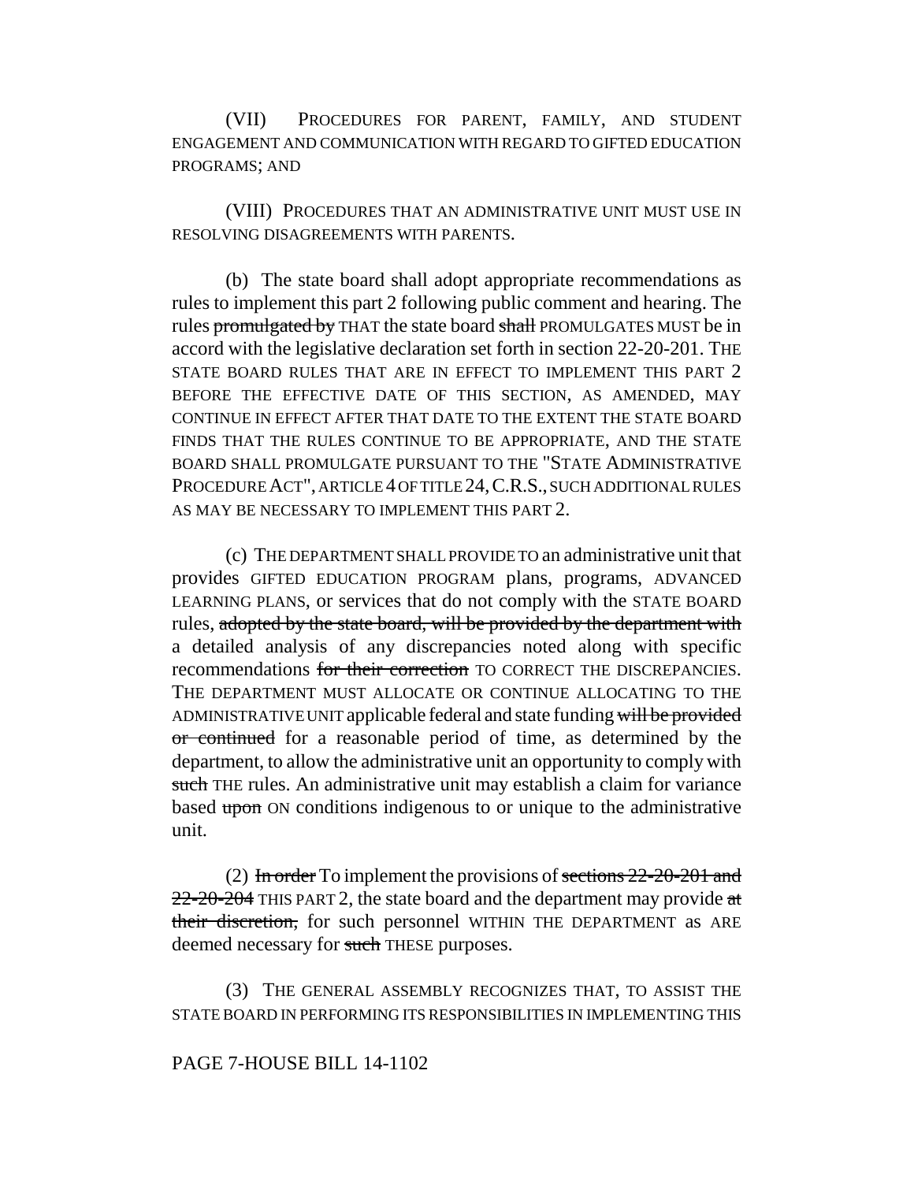(VII) PROCEDURES FOR PARENT, FAMILY, AND STUDENT ENGAGEMENT AND COMMUNICATION WITH REGARD TO GIFTED EDUCATION PROGRAMS; AND

(VIII) PROCEDURES THAT AN ADMINISTRATIVE UNIT MUST USE IN RESOLVING DISAGREEMENTS WITH PARENTS.

(b) The state board shall adopt appropriate recommendations as rules to implement this part 2 following public comment and hearing. The rules ~~promulgated by~~ THAT the state board ~~shall~~ PROMULGATES MUST be in accord with the legislative declaration set forth in section 22-20-201. THE STATE BOARD RULES THAT ARE IN EFFECT TO IMPLEMENT THIS PART 2 BEFORE THE EFFECTIVE DATE OF THIS SECTION, AS AMENDED, MAY CONTINUE IN EFFECT AFTER THAT DATE TO THE EXTENT THE STATE BOARD FINDS THAT THE RULES CONTINUE TO BE APPROPRIATE, AND THE STATE BOARD SHALL PROMULGATE PURSUANT TO THE "STATE ADMINISTRATIVE PROCEDURE ACT", ARTICLE 4 OF TITLE 24, C.R.S., SUCH ADDITIONAL RULES AS MAY BE NECESSARY TO IMPLEMENT THIS PART 2.

(c) THE DEPARTMENT SHALL PROVIDE TO an administrative unit that provides GIFTED EDUCATION PROGRAM plans, programs, ADVANCED LEARNING PLANS, or services that do not comply with the STATE BOARD rules, ~~adopted by the state board, will be provided by the department with~~ a detailed analysis of any discrepancies noted along with specific recommendations ~~for their correction~~ TO CORRECT THE DISCREPANCIES. THE DEPARTMENT MUST ALLOCATE OR CONTINUE ALLOCATING TO THE ADMINISTRATIVE UNIT applicable federal and state funding ~~will be provided or continued~~ for a reasonable period of time, as determined by the department, to allow the administrative unit an opportunity to comply with ~~such~~ THE rules. An administrative unit may establish a claim for variance based ~~upon~~ ON conditions indigenous to or unique to the administrative unit.

(2) ~~In order~~ To implement the provisions of ~~sections 22-20-201 and 22-20-204~~ THIS PART 2, the state board and the department may provide ~~at their discretion,~~ for such personnel WITHIN THE DEPARTMENT as ARE deemed necessary for ~~such~~ THESE purposes.

(3) THE GENERAL ASSEMBLY RECOGNIZES THAT, TO ASSIST THE STATE BOARD IN PERFORMING ITS RESPONSIBILITIES IN IMPLEMENTING THIS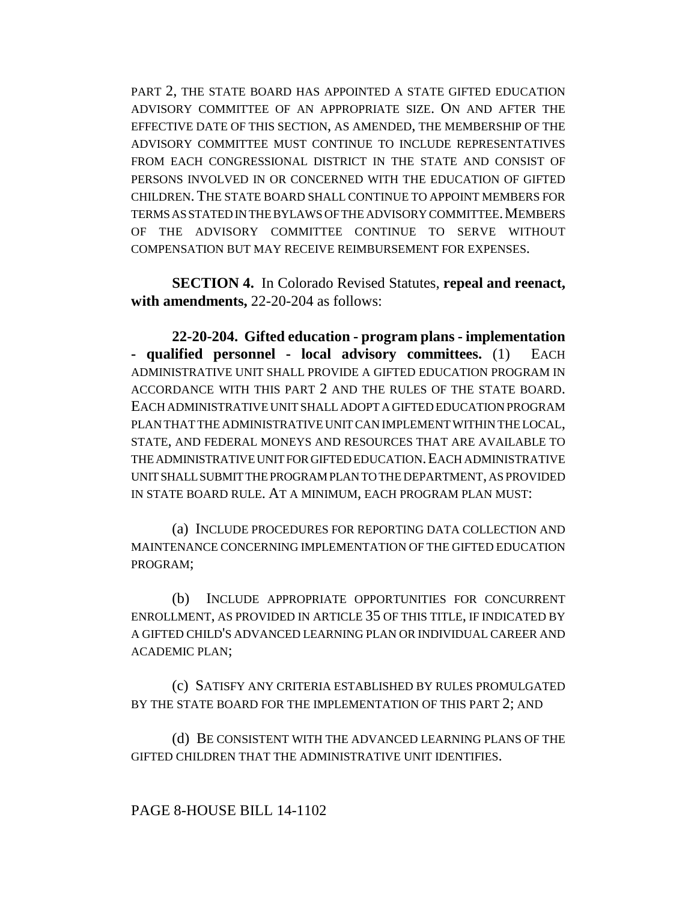PART 2, THE STATE BOARD HAS APPOINTED A STATE GIFTED EDUCATION ADVISORY COMMITTEE OF AN APPROPRIATE SIZE. ON AND AFTER THE EFFECTIVE DATE OF THIS SECTION, AS AMENDED, THE MEMBERSHIP OF THE ADVISORY COMMITTEE MUST CONTINUE TO INCLUDE REPRESENTATIVES FROM EACH CONGRESSIONAL DISTRICT IN THE STATE AND CONSIST OF PERSONS INVOLVED IN OR CONCERNED WITH THE EDUCATION OF GIFTED CHILDREN. THE STATE BOARD SHALL CONTINUE TO APPOINT MEMBERS FOR TERMS AS STATED IN THE BYLAWS OF THE ADVISORY COMMITTEE. MEMBERS OF THE ADVISORY COMMITTEE CONTINUE TO SERVE WITHOUT COMPENSATION BUT MAY RECEIVE REIMBURSEMENT FOR EXPENSES.

**SECTION 4.** In Colorado Revised Statutes, **repeal and reenact, with amendments,** 22-20-204 as follows:

**22-20-204. Gifted education - program plans - implementation - qualified personnel - local advisory committees.** (1) EACH ADMINISTRATIVE UNIT SHALL PROVIDE A GIFTED EDUCATION PROGRAM IN ACCORDANCE WITH THIS PART 2 AND THE RULES OF THE STATE BOARD. EACH ADMINISTRATIVE UNIT SHALL ADOPT A GIFTED EDUCATION PROGRAM PLAN THAT THE ADMINISTRATIVE UNIT CAN IMPLEMENT WITHIN THE LOCAL, STATE, AND FEDERAL MONEYS AND RESOURCES THAT ARE AVAILABLE TO THE ADMINISTRATIVE UNIT FOR GIFTED EDUCATION. EACH ADMINISTRATIVE UNIT SHALL SUBMIT THE PROGRAM PLAN TO THE DEPARTMENT, AS PROVIDED IN STATE BOARD RULE. AT A MINIMUM, EACH PROGRAM PLAN MUST:

(a) INCLUDE PROCEDURES FOR REPORTING DATA COLLECTION AND MAINTENANCE CONCERNING IMPLEMENTATION OF THE GIFTED EDUCATION PROGRAM;

(b) INCLUDE APPROPRIATE OPPORTUNITIES FOR CONCURRENT ENROLLMENT, AS PROVIDED IN ARTICLE 35 OF THIS TITLE, IF INDICATED BY A GIFTED CHILD'S ADVANCED LEARNING PLAN OR INDIVIDUAL CAREER AND ACADEMIC PLAN;

(c) SATISFY ANY CRITERIA ESTABLISHED BY RULES PROMULGATED BY THE STATE BOARD FOR THE IMPLEMENTATION OF THIS PART 2; AND

(d) BE CONSISTENT WITH THE ADVANCED LEARNING PLANS OF THE GIFTED CHILDREN THAT THE ADMINISTRATIVE UNIT IDENTIFIES.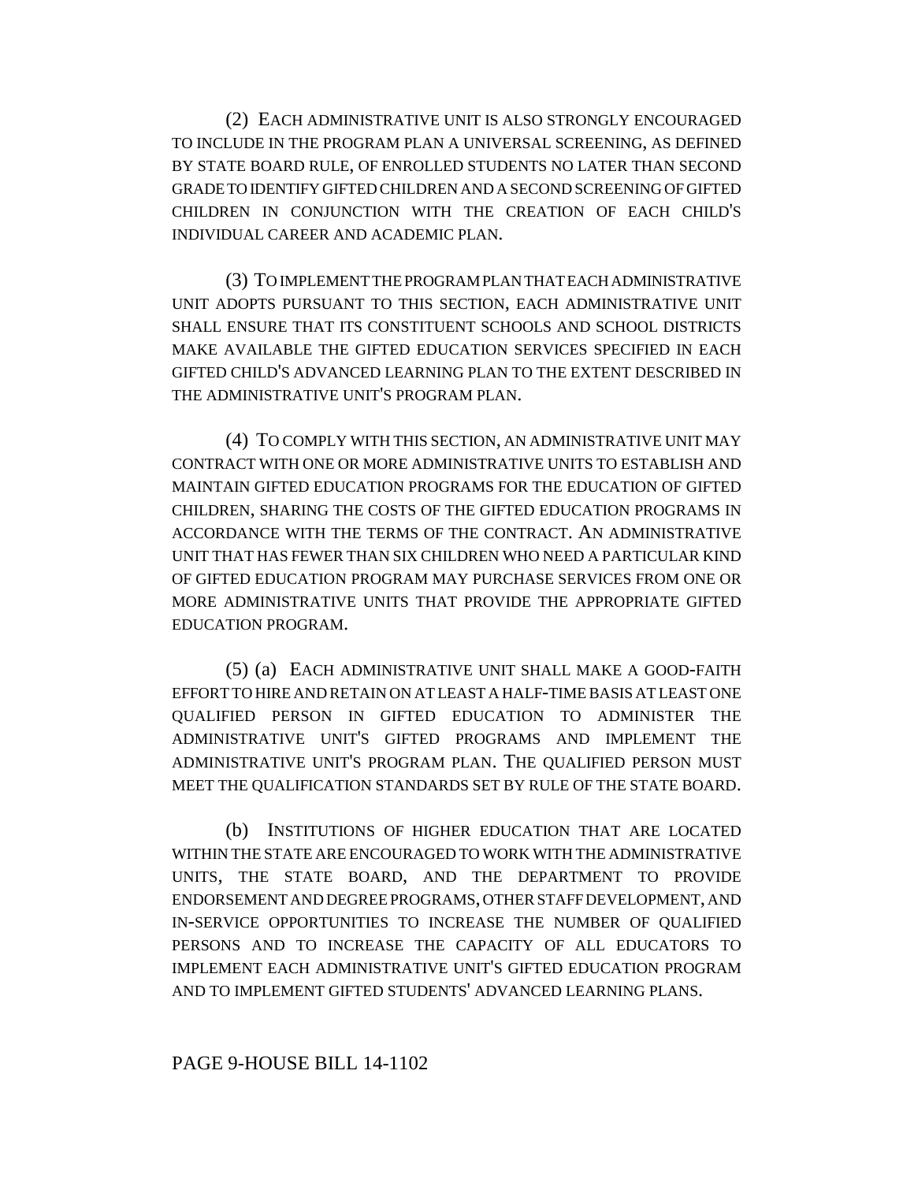(2) EACH ADMINISTRATIVE UNIT IS ALSO STRONGLY ENCOURAGED TO INCLUDE IN THE PROGRAM PLAN A UNIVERSAL SCREENING, AS DEFINED BY STATE BOARD RULE, OF ENROLLED STUDENTS NO LATER THAN SECOND GRADE TO IDENTIFY GIFTED CHILDREN AND A SECOND SCREENING OF GIFTED CHILDREN IN CONJUNCTION WITH THE CREATION OF EACH CHILD'S INDIVIDUAL CAREER AND ACADEMIC PLAN.

(3) TO IMPLEMENT THE PROGRAM PLAN THAT EACH ADMINISTRATIVE UNIT ADOPTS PURSUANT TO THIS SECTION, EACH ADMINISTRATIVE UNIT SHALL ENSURE THAT ITS CONSTITUENT SCHOOLS AND SCHOOL DISTRICTS MAKE AVAILABLE THE GIFTED EDUCATION SERVICES SPECIFIED IN EACH GIFTED CHILD'S ADVANCED LEARNING PLAN TO THE EXTENT DESCRIBED IN THE ADMINISTRATIVE UNIT'S PROGRAM PLAN.

(4) TO COMPLY WITH THIS SECTION, AN ADMINISTRATIVE UNIT MAY CONTRACT WITH ONE OR MORE ADMINISTRATIVE UNITS TO ESTABLISH AND MAINTAIN GIFTED EDUCATION PROGRAMS FOR THE EDUCATION OF GIFTED CHILDREN, SHARING THE COSTS OF THE GIFTED EDUCATION PROGRAMS IN ACCORDANCE WITH THE TERMS OF THE CONTRACT. AN ADMINISTRATIVE UNIT THAT HAS FEWER THAN SIX CHILDREN WHO NEED A PARTICULAR KIND OF GIFTED EDUCATION PROGRAM MAY PURCHASE SERVICES FROM ONE OR MORE ADMINISTRATIVE UNITS THAT PROVIDE THE APPROPRIATE GIFTED EDUCATION PROGRAM.

(5) (a) EACH ADMINISTRATIVE UNIT SHALL MAKE A GOOD-FAITH EFFORT TO HIRE AND RETAIN ON AT LEAST A HALF-TIME BASIS AT LEAST ONE QUALIFIED PERSON IN GIFTED EDUCATION TO ADMINISTER THE ADMINISTRATIVE UNIT'S GIFTED PROGRAMS AND IMPLEMENT THE ADMINISTRATIVE UNIT'S PROGRAM PLAN. THE QUALIFIED PERSON MUST MEET THE QUALIFICATION STANDARDS SET BY RULE OF THE STATE BOARD.

(b) INSTITUTIONS OF HIGHER EDUCATION THAT ARE LOCATED WITHIN THE STATE ARE ENCOURAGED TO WORK WITH THE ADMINISTRATIVE UNITS, THE STATE BOARD, AND THE DEPARTMENT TO PROVIDE ENDORSEMENT AND DEGREE PROGRAMS, OTHER STAFF DEVELOPMENT, AND IN-SERVICE OPPORTUNITIES TO INCREASE THE NUMBER OF QUALIFIED PERSONS AND TO INCREASE THE CAPACITY OF ALL EDUCATORS TO IMPLEMENT EACH ADMINISTRATIVE UNIT'S GIFTED EDUCATION PROGRAM AND TO IMPLEMENT GIFTED STUDENTS' ADVANCED LEARNING PLANS.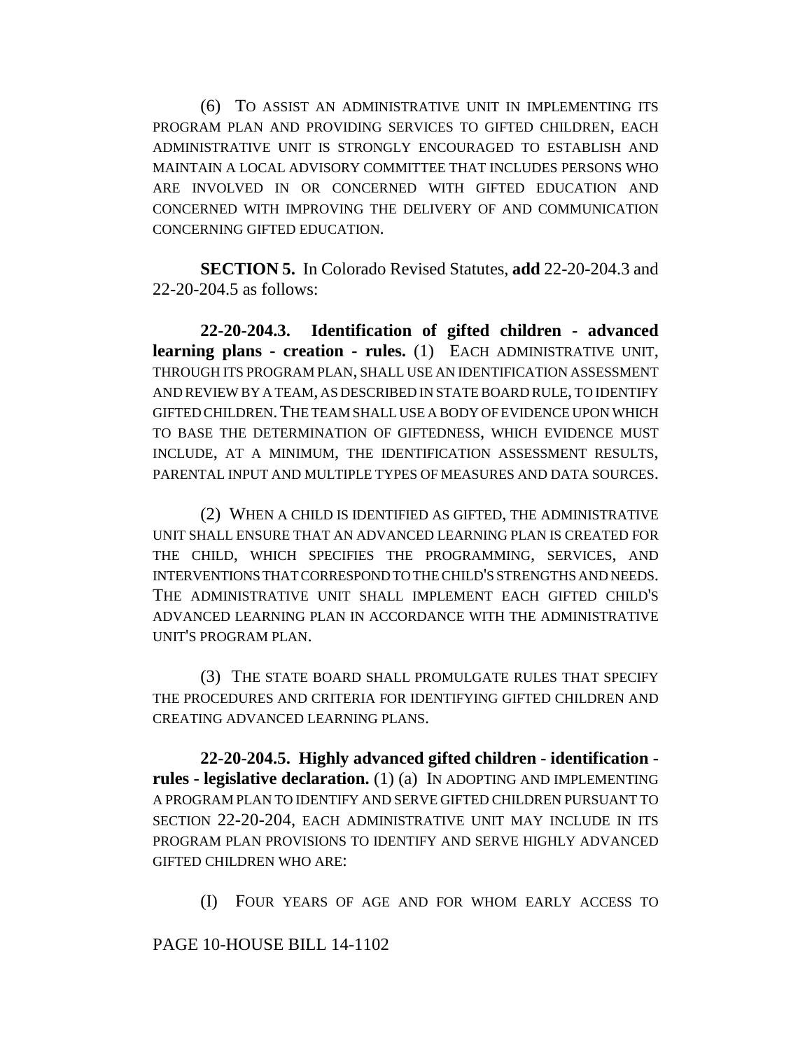(6) TO ASSIST AN ADMINISTRATIVE UNIT IN IMPLEMENTING ITS PROGRAM PLAN AND PROVIDING SERVICES TO GIFTED CHILDREN, EACH ADMINISTRATIVE UNIT IS STRONGLY ENCOURAGED TO ESTABLISH AND MAINTAIN A LOCAL ADVISORY COMMITTEE THAT INCLUDES PERSONS WHO ARE INVOLVED IN OR CONCERNED WITH GIFTED EDUCATION AND CONCERNED WITH IMPROVING THE DELIVERY OF AND COMMUNICATION CONCERNING GIFTED EDUCATION.

**SECTION 5.** In Colorado Revised Statutes, **add** 22-20-204.3 and 22-20-204.5 as follows:

**22-20-204.3. Identification of gifted children - advanced learning plans - creation - rules.** (1) EACH ADMINISTRATIVE UNIT, THROUGH ITS PROGRAM PLAN, SHALL USE AN IDENTIFICATION ASSESSMENT AND REVIEW BY A TEAM, AS DESCRIBED IN STATE BOARD RULE, TO IDENTIFY GIFTED CHILDREN. THE TEAM SHALL USE A BODY OF EVIDENCE UPON WHICH TO BASE THE DETERMINATION OF GIFTEDNESS, WHICH EVIDENCE MUST INCLUDE, AT A MINIMUM, THE IDENTIFICATION ASSESSMENT RESULTS, PARENTAL INPUT AND MULTIPLE TYPES OF MEASURES AND DATA SOURCES.

(2) WHEN A CHILD IS IDENTIFIED AS GIFTED, THE ADMINISTRATIVE UNIT SHALL ENSURE THAT AN ADVANCED LEARNING PLAN IS CREATED FOR THE CHILD, WHICH SPECIFIES THE PROGRAMMING, SERVICES, AND INTERVENTIONS THAT CORRESPOND TO THE CHILD'S STRENGTHS AND NEEDS. THE ADMINISTRATIVE UNIT SHALL IMPLEMENT EACH GIFTED CHILD'S ADVANCED LEARNING PLAN IN ACCORDANCE WITH THE ADMINISTRATIVE UNIT'S PROGRAM PLAN.

(3) THE STATE BOARD SHALL PROMULGATE RULES THAT SPECIFY THE PROCEDURES AND CRITERIA FOR IDENTIFYING GIFTED CHILDREN AND CREATING ADVANCED LEARNING PLANS.

**22-20-204.5. Highly advanced gifted children - identification - rules - legislative declaration.** (1) (a) IN ADOPTING AND IMPLEMENTING A PROGRAM PLAN TO IDENTIFY AND SERVE GIFTED CHILDREN PURSUANT TO SECTION 22-20-204, EACH ADMINISTRATIVE UNIT MAY INCLUDE IN ITS PROGRAM PLAN PROVISIONS TO IDENTIFY AND SERVE HIGHLY ADVANCED GIFTED CHILDREN WHO ARE:

(I) FOUR YEARS OF AGE AND FOR WHOM EARLY ACCESS TO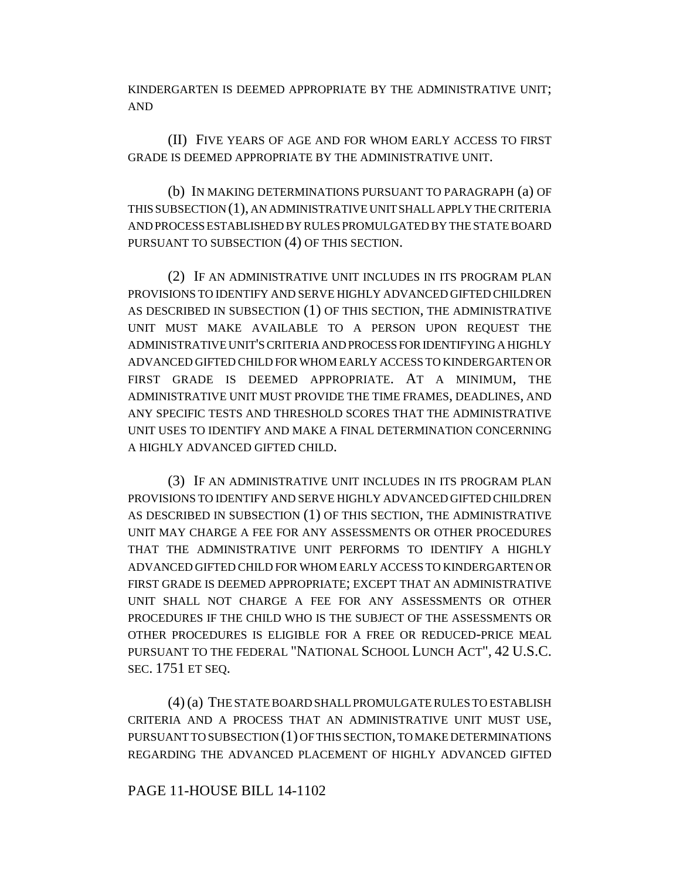KINDERGARTEN IS DEEMED APPROPRIATE BY THE ADMINISTRATIVE UNIT; AND

(II) FIVE YEARS OF AGE AND FOR WHOM EARLY ACCESS TO FIRST GRADE IS DEEMED APPROPRIATE BY THE ADMINISTRATIVE UNIT.

(b) IN MAKING DETERMINATIONS PURSUANT TO PARAGRAPH (a) OF THIS SUBSECTION (1), AN ADMINISTRATIVE UNIT SHALL APPLY THE CRITERIA AND PROCESS ESTABLISHED BY RULES PROMULGATED BY THE STATE BOARD PURSUANT TO SUBSECTION (4) OF THIS SECTION.

(2) IF AN ADMINISTRATIVE UNIT INCLUDES IN ITS PROGRAM PLAN PROVISIONS TO IDENTIFY AND SERVE HIGHLY ADVANCED GIFTED CHILDREN AS DESCRIBED IN SUBSECTION (1) OF THIS SECTION, THE ADMINISTRATIVE UNIT MUST MAKE AVAILABLE TO A PERSON UPON REQUEST THE ADMINISTRATIVE UNIT'S CRITERIA AND PROCESS FOR IDENTIFYING A HIGHLY ADVANCED GIFTED CHILD FOR WHOM EARLY ACCESS TO KINDERGARTEN OR FIRST GRADE IS DEEMED APPROPRIATE. AT A MINIMUM, THE ADMINISTRATIVE UNIT MUST PROVIDE THE TIME FRAMES, DEADLINES, AND ANY SPECIFIC TESTS AND THRESHOLD SCORES THAT THE ADMINISTRATIVE UNIT USES TO IDENTIFY AND MAKE A FINAL DETERMINATION CONCERNING A HIGHLY ADVANCED GIFTED CHILD.

(3) IF AN ADMINISTRATIVE UNIT INCLUDES IN ITS PROGRAM PLAN PROVISIONS TO IDENTIFY AND SERVE HIGHLY ADVANCED GIFTED CHILDREN AS DESCRIBED IN SUBSECTION (1) OF THIS SECTION, THE ADMINISTRATIVE UNIT MAY CHARGE A FEE FOR ANY ASSESSMENTS OR OTHER PROCEDURES THAT THE ADMINISTRATIVE UNIT PERFORMS TO IDENTIFY A HIGHLY ADVANCED GIFTED CHILD FOR WHOM EARLY ACCESS TO KINDERGARTEN OR FIRST GRADE IS DEEMED APPROPRIATE; EXCEPT THAT AN ADMINISTRATIVE UNIT SHALL NOT CHARGE A FEE FOR ANY ASSESSMENTS OR OTHER PROCEDURES IF THE CHILD WHO IS THE SUBJECT OF THE ASSESSMENTS OR OTHER PROCEDURES IS ELIGIBLE FOR A FREE OR REDUCED-PRICE MEAL PURSUANT TO THE FEDERAL "NATIONAL SCHOOL LUNCH ACT", 42 U.S.C. SEC. 1751 ET SEQ.

(4) (a) THE STATE BOARD SHALL PROMULGATE RULES TO ESTABLISH CRITERIA AND A PROCESS THAT AN ADMINISTRATIVE UNIT MUST USE, PURSUANT TO SUBSECTION (1) OF THIS SECTION, TO MAKE DETERMINATIONS REGARDING THE ADVANCED PLACEMENT OF HIGHLY ADVANCED GIFTED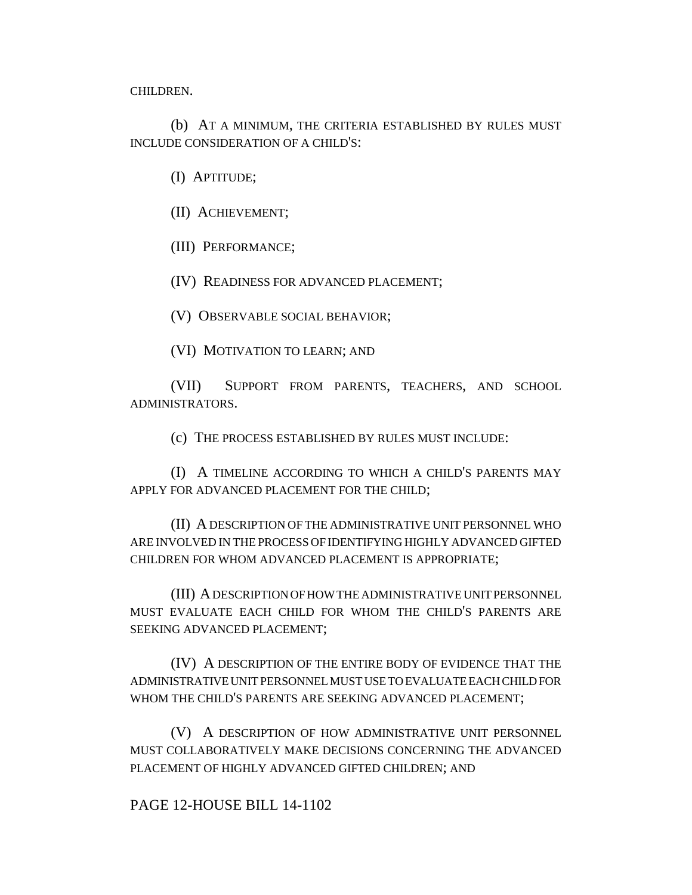CHILDREN.

(b) AT A MINIMUM, THE CRITERIA ESTABLISHED BY RULES MUST INCLUDE CONSIDERATION OF A CHILD'S:

(I) APTITUDE;

(II) ACHIEVEMENT;

(III) PERFORMANCE;

(IV) READINESS FOR ADVANCED PLACEMENT;

(V) OBSERVABLE SOCIAL BEHAVIOR;

(VI) MOTIVATION TO LEARN; AND

(VII) SUPPORT FROM PARENTS, TEACHERS, AND SCHOOL ADMINISTRATORS.

(c) THE PROCESS ESTABLISHED BY RULES MUST INCLUDE:

(I) A TIMELINE ACCORDING TO WHICH A CHILD'S PARENTS MAY APPLY FOR ADVANCED PLACEMENT FOR THE CHILD;

(II) A DESCRIPTION OF THE ADMINISTRATIVE UNIT PERSONNEL WHO ARE INVOLVED IN THE PROCESS OF IDENTIFYING HIGHLY ADVANCED GIFTED CHILDREN FOR WHOM ADVANCED PLACEMENT IS APPROPRIATE;

(III) A DESCRIPTION OF HOW THE ADMINISTRATIVE UNIT PERSONNEL MUST EVALUATE EACH CHILD FOR WHOM THE CHILD'S PARENTS ARE SEEKING ADVANCED PLACEMENT;

(IV) A DESCRIPTION OF THE ENTIRE BODY OF EVIDENCE THAT THE ADMINISTRATIVE UNIT PERSONNEL MUST USE TO EVALUATE EACH CHILD FOR WHOM THE CHILD'S PARENTS ARE SEEKING ADVANCED PLACEMENT;

(V) A DESCRIPTION OF HOW ADMINISTRATIVE UNIT PERSONNEL MUST COLLABORATIVELY MAKE DECISIONS CONCERNING THE ADVANCED PLACEMENT OF HIGHLY ADVANCED GIFTED CHILDREN; AND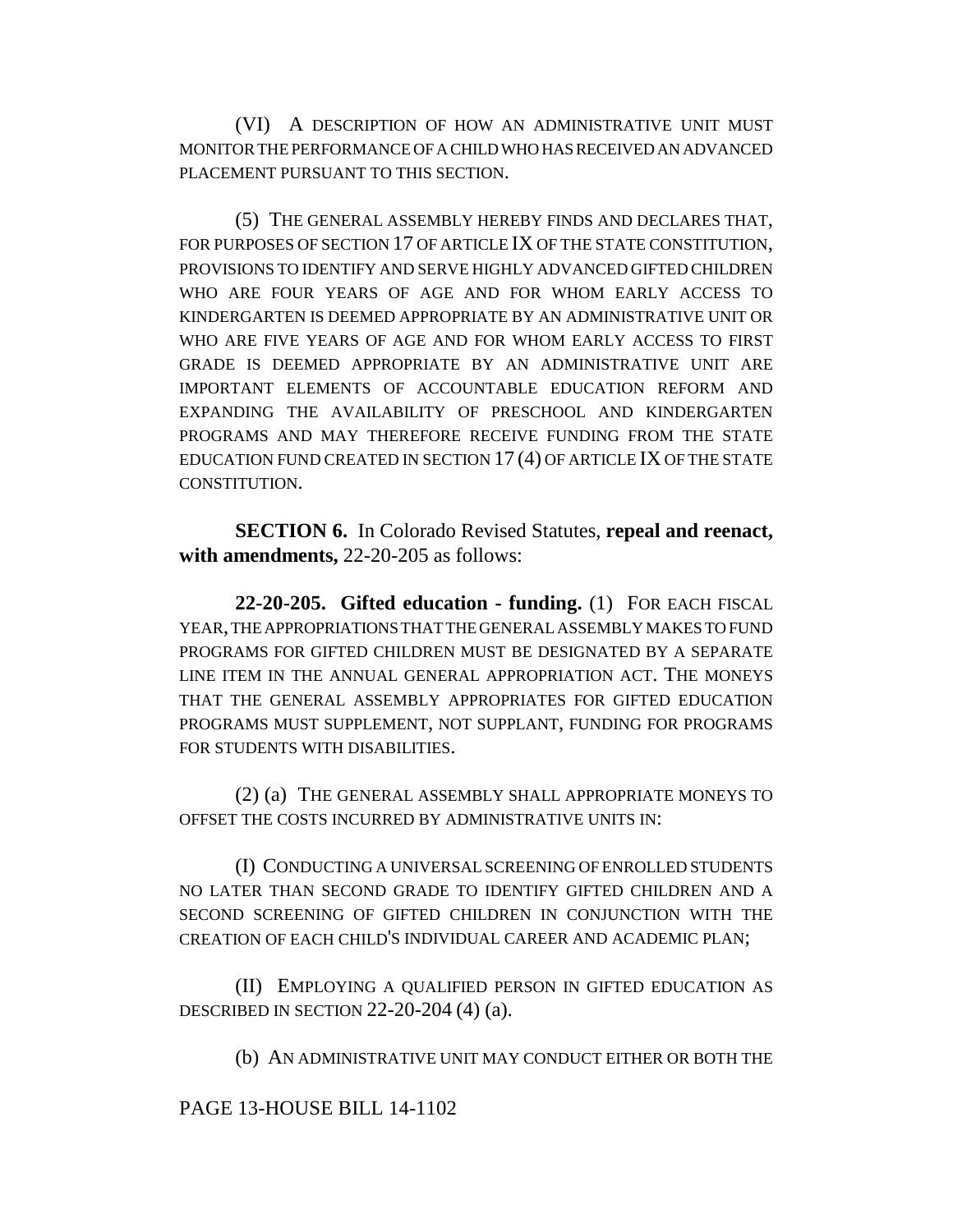(VI) A DESCRIPTION OF HOW AN ADMINISTRATIVE UNIT MUST MONITOR THE PERFORMANCE OF A CHILD WHO HAS RECEIVED AN ADVANCED PLACEMENT PURSUANT TO THIS SECTION.

(5) THE GENERAL ASSEMBLY HEREBY FINDS AND DECLARES THAT, FOR PURPOSES OF SECTION 17 OF ARTICLE IX OF THE STATE CONSTITUTION, PROVISIONS TO IDENTIFY AND SERVE HIGHLY ADVANCED GIFTED CHILDREN WHO ARE FOUR YEARS OF AGE AND FOR WHOM EARLY ACCESS TO KINDERGARTEN IS DEEMED APPROPRIATE BY AN ADMINISTRATIVE UNIT OR WHO ARE FIVE YEARS OF AGE AND FOR WHOM EARLY ACCESS TO FIRST GRADE IS DEEMED APPROPRIATE BY AN ADMINISTRATIVE UNIT ARE IMPORTANT ELEMENTS OF ACCOUNTABLE EDUCATION REFORM AND EXPANDING THE AVAILABILITY OF PRESCHOOL AND KINDERGARTEN PROGRAMS AND MAY THEREFORE RECEIVE FUNDING FROM THE STATE EDUCATION FUND CREATED IN SECTION 17 (4) OF ARTICLE IX OF THE STATE CONSTITUTION.

**SECTION 6.** In Colorado Revised Statutes, **repeal and reenact, with amendments,** 22-20-205 as follows:

**22-20-205. Gifted education - funding.** (1) FOR EACH FISCAL YEAR, THE APPROPRIATIONS THAT THE GENERAL ASSEMBLY MAKES TO FUND PROGRAMS FOR GIFTED CHILDREN MUST BE DESIGNATED BY A SEPARATE LINE ITEM IN THE ANNUAL GENERAL APPROPRIATION ACT. THE MONEYS THAT THE GENERAL ASSEMBLY APPROPRIATES FOR GIFTED EDUCATION PROGRAMS MUST SUPPLEMENT, NOT SUPPLANT, FUNDING FOR PROGRAMS FOR STUDENTS WITH DISABILITIES.

(2) (a) THE GENERAL ASSEMBLY SHALL APPROPRIATE MONEYS TO OFFSET THE COSTS INCURRED BY ADMINISTRATIVE UNITS IN:

(I) CONDUCTING A UNIVERSAL SCREENING OF ENROLLED STUDENTS NO LATER THAN SECOND GRADE TO IDENTIFY GIFTED CHILDREN AND A SECOND SCREENING OF GIFTED CHILDREN IN CONJUNCTION WITH THE CREATION OF EACH CHILD'S INDIVIDUAL CAREER AND ACADEMIC PLAN;

(II) EMPLOYING A QUALIFIED PERSON IN GIFTED EDUCATION AS DESCRIBED IN SECTION 22-20-204 (4) (a).

(b) AN ADMINISTRATIVE UNIT MAY CONDUCT EITHER OR BOTH THE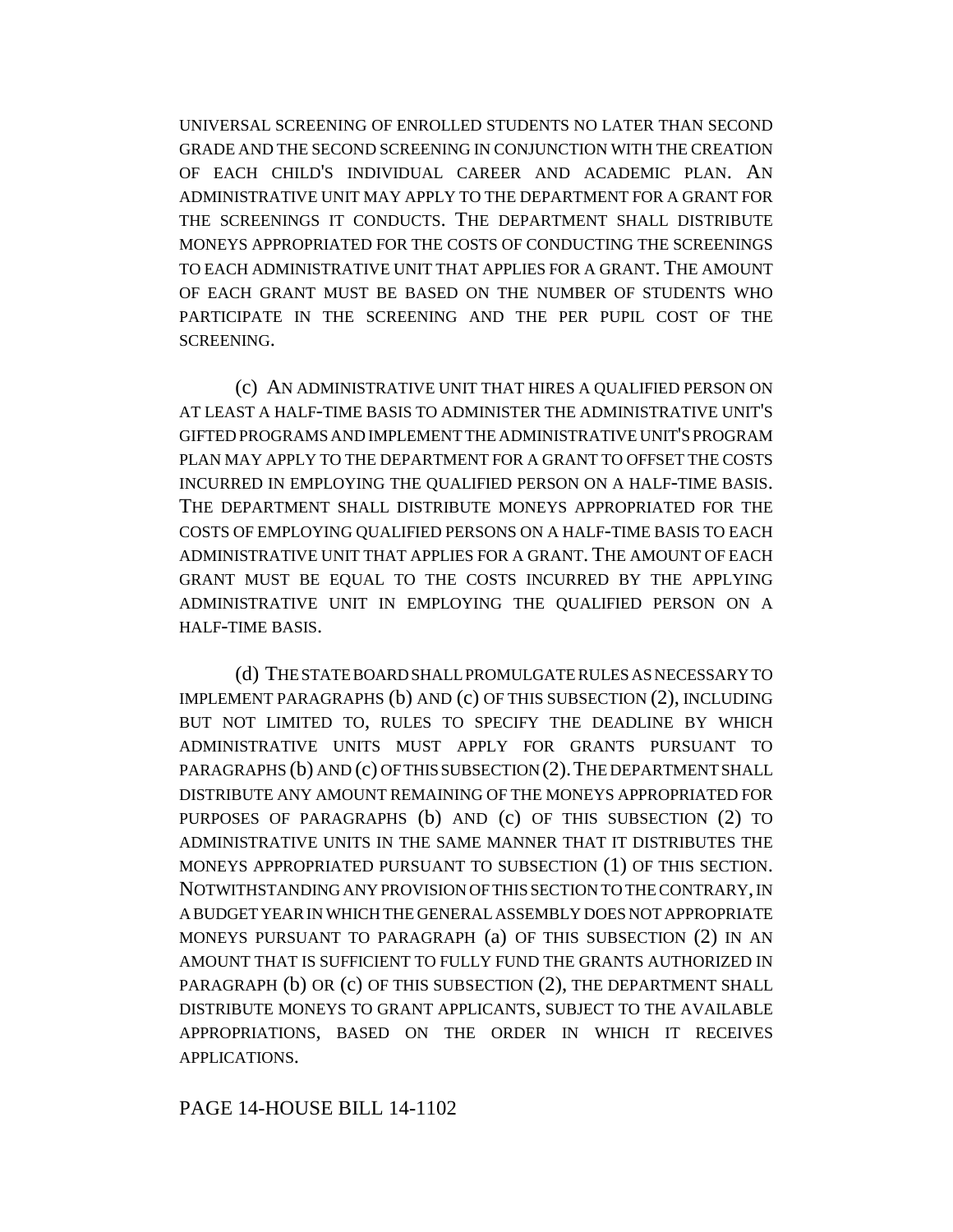UNIVERSAL SCREENING OF ENROLLED STUDENTS NO LATER THAN SECOND GRADE AND THE SECOND SCREENING IN CONJUNCTION WITH THE CREATION OF EACH CHILD'S INDIVIDUAL CAREER AND ACADEMIC PLAN. AN ADMINISTRATIVE UNIT MAY APPLY TO THE DEPARTMENT FOR A GRANT FOR THE SCREENINGS IT CONDUCTS. THE DEPARTMENT SHALL DISTRIBUTE MONEYS APPROPRIATED FOR THE COSTS OF CONDUCTING THE SCREENINGS TO EACH ADMINISTRATIVE UNIT THAT APPLIES FOR A GRANT. THE AMOUNT OF EACH GRANT MUST BE BASED ON THE NUMBER OF STUDENTS WHO PARTICIPATE IN THE SCREENING AND THE PER PUPIL COST OF THE SCREENING.

(c) AN ADMINISTRATIVE UNIT THAT HIRES A QUALIFIED PERSON ON AT LEAST A HALF-TIME BASIS TO ADMINISTER THE ADMINISTRATIVE UNIT'S GIFTED PROGRAMS AND IMPLEMENT THE ADMINISTRATIVE UNIT'S PROGRAM PLAN MAY APPLY TO THE DEPARTMENT FOR A GRANT TO OFFSET THE COSTS INCURRED IN EMPLOYING THE QUALIFIED PERSON ON A HALF-TIME BASIS. THE DEPARTMENT SHALL DISTRIBUTE MONEYS APPROPRIATED FOR THE COSTS OF EMPLOYING QUALIFIED PERSONS ON A HALF-TIME BASIS TO EACH ADMINISTRATIVE UNIT THAT APPLIES FOR A GRANT. THE AMOUNT OF EACH GRANT MUST BE EQUAL TO THE COSTS INCURRED BY THE APPLYING ADMINISTRATIVE UNIT IN EMPLOYING THE QUALIFIED PERSON ON A HALF-TIME BASIS.

(d) THE STATE BOARD SHALL PROMULGATE RULES AS NECESSARY TO IMPLEMENT PARAGRAPHS (b) AND (c) OF THIS SUBSECTION (2), INCLUDING BUT NOT LIMITED TO, RULES TO SPECIFY THE DEADLINE BY WHICH ADMINISTRATIVE UNITS MUST APPLY FOR GRANTS PURSUANT TO PARAGRAPHS (b) AND (c) OF THIS SUBSECTION (2). THE DEPARTMENT SHALL DISTRIBUTE ANY AMOUNT REMAINING OF THE MONEYS APPROPRIATED FOR PURPOSES OF PARAGRAPHS (b) AND (c) OF THIS SUBSECTION (2) TO ADMINISTRATIVE UNITS IN THE SAME MANNER THAT IT DISTRIBUTES THE MONEYS APPROPRIATED PURSUANT TO SUBSECTION (1) OF THIS SECTION. NOTWITHSTANDING ANY PROVISION OF THIS SECTION TO THE CONTRARY, IN A BUDGET YEAR IN WHICH THE GENERAL ASSEMBLY DOES NOT APPROPRIATE MONEYS PURSUANT TO PARAGRAPH (a) OF THIS SUBSECTION (2) IN AN AMOUNT THAT IS SUFFICIENT TO FULLY FUND THE GRANTS AUTHORIZED IN PARAGRAPH (b) OR (c) OF THIS SUBSECTION (2), THE DEPARTMENT SHALL DISTRIBUTE MONEYS TO GRANT APPLICANTS, SUBJECT TO THE AVAILABLE APPROPRIATIONS, BASED ON THE ORDER IN WHICH IT RECEIVES APPLICATIONS.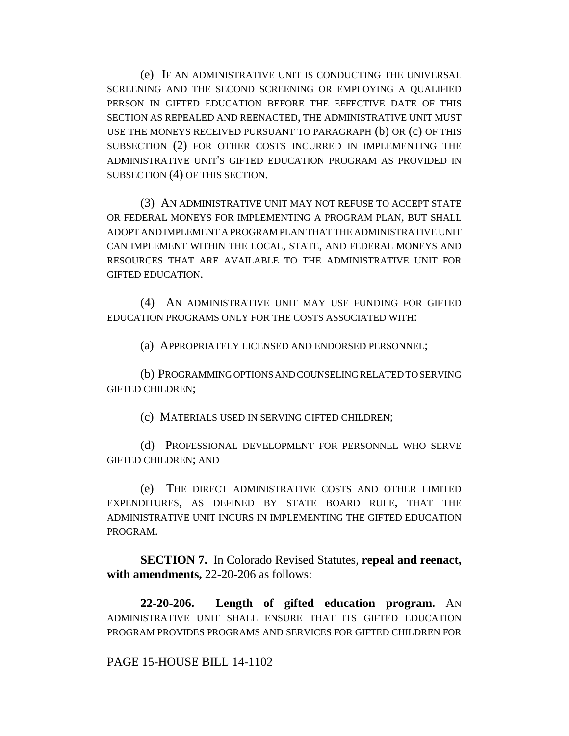(e) IF AN ADMINISTRATIVE UNIT IS CONDUCTING THE UNIVERSAL SCREENING AND THE SECOND SCREENING OR EMPLOYING A QUALIFIED PERSON IN GIFTED EDUCATION BEFORE THE EFFECTIVE DATE OF THIS SECTION AS REPEALED AND REENACTED, THE ADMINISTRATIVE UNIT MUST USE THE MONEYS RECEIVED PURSUANT TO PARAGRAPH (b) OR (c) OF THIS SUBSECTION (2) FOR OTHER COSTS INCURRED IN IMPLEMENTING THE ADMINISTRATIVE UNIT'S GIFTED EDUCATION PROGRAM AS PROVIDED IN SUBSECTION (4) OF THIS SECTION.

(3) AN ADMINISTRATIVE UNIT MAY NOT REFUSE TO ACCEPT STATE OR FEDERAL MONEYS FOR IMPLEMENTING A PROGRAM PLAN, BUT SHALL ADOPT AND IMPLEMENT A PROGRAM PLAN THAT THE ADMINISTRATIVE UNIT CAN IMPLEMENT WITHIN THE LOCAL, STATE, AND FEDERAL MONEYS AND RESOURCES THAT ARE AVAILABLE TO THE ADMINISTRATIVE UNIT FOR GIFTED EDUCATION.

(4) AN ADMINISTRATIVE UNIT MAY USE FUNDING FOR GIFTED EDUCATION PROGRAMS ONLY FOR THE COSTS ASSOCIATED WITH:

(a) APPROPRIATELY LICENSED AND ENDORSED PERSONNEL;

(b) PROGRAMMING OPTIONS AND COUNSELING RELATED TO SERVING GIFTED CHILDREN;

(c) MATERIALS USED IN SERVING GIFTED CHILDREN;

(d) PROFESSIONAL DEVELOPMENT FOR PERSONNEL WHO SERVE GIFTED CHILDREN; AND

(e) THE DIRECT ADMINISTRATIVE COSTS AND OTHER LIMITED EXPENDITURES, AS DEFINED BY STATE BOARD RULE, THAT THE ADMINISTRATIVE UNIT INCURS IN IMPLEMENTING THE GIFTED EDUCATION PROGRAM.

**SECTION 7.** In Colorado Revised Statutes, **repeal and reenact, with amendments,** 22-20-206 as follows:

**22-20-206. Length of gifted education program.** AN ADMINISTRATIVE UNIT SHALL ENSURE THAT ITS GIFTED EDUCATION PROGRAM PROVIDES PROGRAMS AND SERVICES FOR GIFTED CHILDREN FOR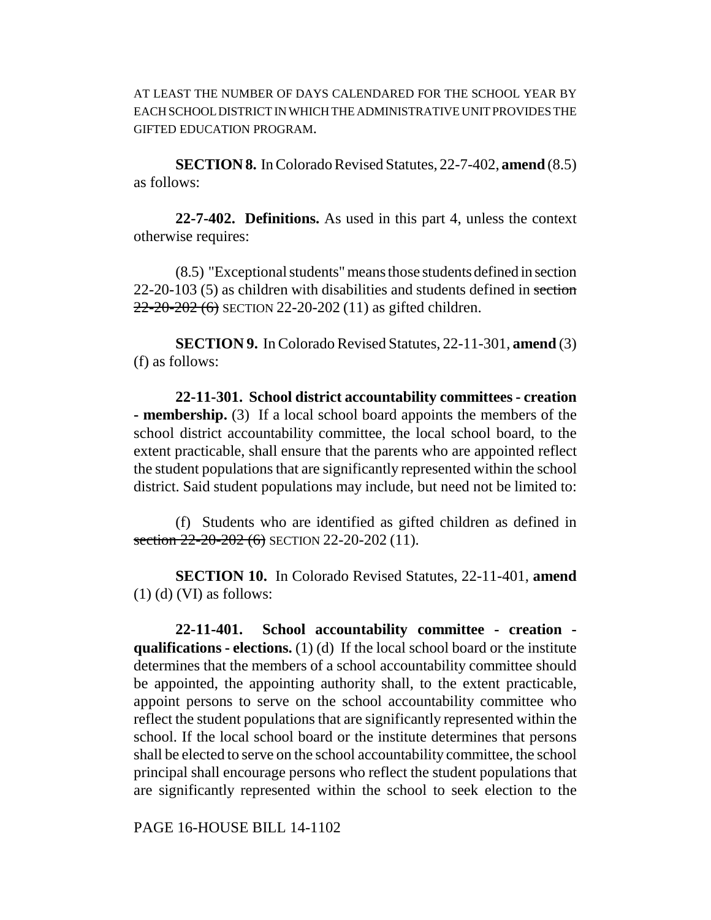AT LEAST THE NUMBER OF DAYS CALENDARED FOR THE SCHOOL YEAR BY EACH SCHOOL DISTRICT IN WHICH THE ADMINISTRATIVE UNIT PROVIDES THE GIFTED EDUCATION PROGRAM.

**SECTION 8.** In Colorado Revised Statutes, 22-7-402, **amend** (8.5) as follows:

**22-7-402. Definitions.** As used in this part 4, unless the context otherwise requires:

(8.5) "Exceptional students" means those students defined in section 22-20-103 (5) as children with disabilities and students defined in ~~section 22-20-202 (6)~~ SECTION 22-20-202 (11) as gifted children.

**SECTION 9.** In Colorado Revised Statutes, 22-11-301, **amend** (3) (f) as follows:

**22-11-301. School district accountability committees - creation - membership.** (3) If a local school board appoints the members of the school district accountability committee, the local school board, to the extent practicable, shall ensure that the parents who are appointed reflect the student populations that are significantly represented within the school district. Said student populations may include, but need not be limited to:

(f) Students who are identified as gifted children as defined in ~~section 22-20-202 (6)~~ SECTION 22-20-202 (11).

**SECTION 10.** In Colorado Revised Statutes, 22-11-401, **amend** (1) (d) (VI) as follows:

**22-11-401. School accountability committee - creation - qualifications - elections.** (1) (d) If the local school board or the institute determines that the members of a school accountability committee should be appointed, the appointing authority shall, to the extent practicable, appoint persons to serve on the school accountability committee who reflect the student populations that are significantly represented within the school. If the local school board or the institute determines that persons shall be elected to serve on the school accountability committee, the school principal shall encourage persons who reflect the student populations that are significantly represented within the school to seek election to the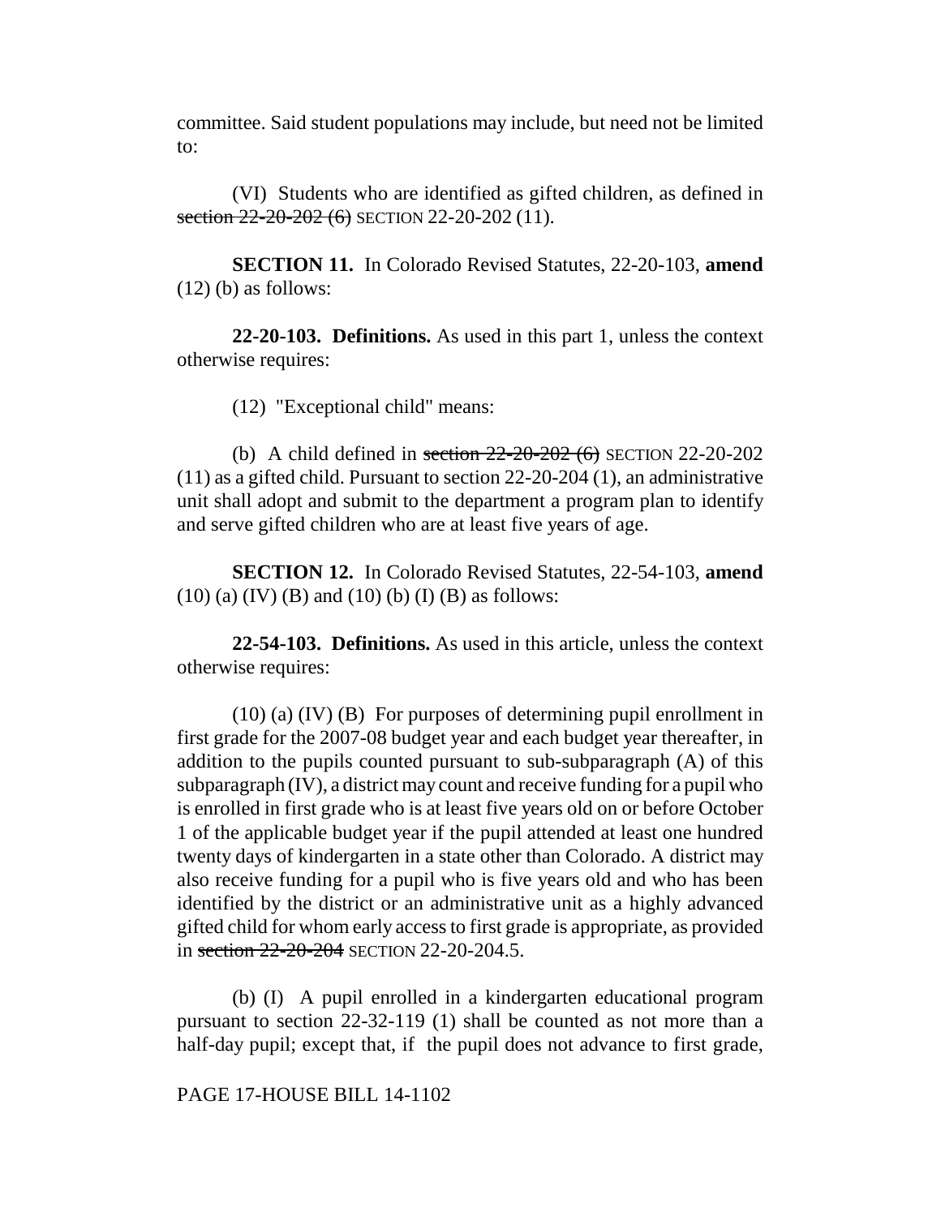committee. Said student populations may include, but need not be limited to:

(VI) Students who are identified as gifted children, as defined in ~~section 22-20-202 (6)~~ SECTION 22-20-202 (11).

**SECTION 11.** In Colorado Revised Statutes, 22-20-103, **amend** (12) (b) as follows:

**22-20-103. Definitions.** As used in this part 1, unless the context otherwise requires:

(12) "Exceptional child" means:

(b) A child defined in ~~section 22-20-202 (6)~~ SECTION 22-20-202 (11) as a gifted child. Pursuant to section 22-20-204 (1), an administrative unit shall adopt and submit to the department a program plan to identify and serve gifted children who are at least five years of age.

**SECTION 12.** In Colorado Revised Statutes, 22-54-103, **amend** (10) (a) (IV) (B) and (10) (b) (I) (B) as follows:

**22-54-103. Definitions.** As used in this article, unless the context otherwise requires:

(10) (a) (IV) (B) For purposes of determining pupil enrollment in first grade for the 2007-08 budget year and each budget year thereafter, in addition to the pupils counted pursuant to sub-subparagraph (A) of this subparagraph (IV), a district may count and receive funding for a pupil who is enrolled in first grade who is at least five years old on or before October 1 of the applicable budget year if the pupil attended at least one hundred twenty days of kindergarten in a state other than Colorado. A district may also receive funding for a pupil who is five years old and who has been identified by the district or an administrative unit as a highly advanced gifted child for whom early access to first grade is appropriate, as provided in ~~section 22-20-204~~ SECTION 22-20-204.5.

(b) (I) A pupil enrolled in a kindergarten educational program pursuant to section 22-32-119 (1) shall be counted as not more than a half-day pupil; except that, if the pupil does not advance to first grade,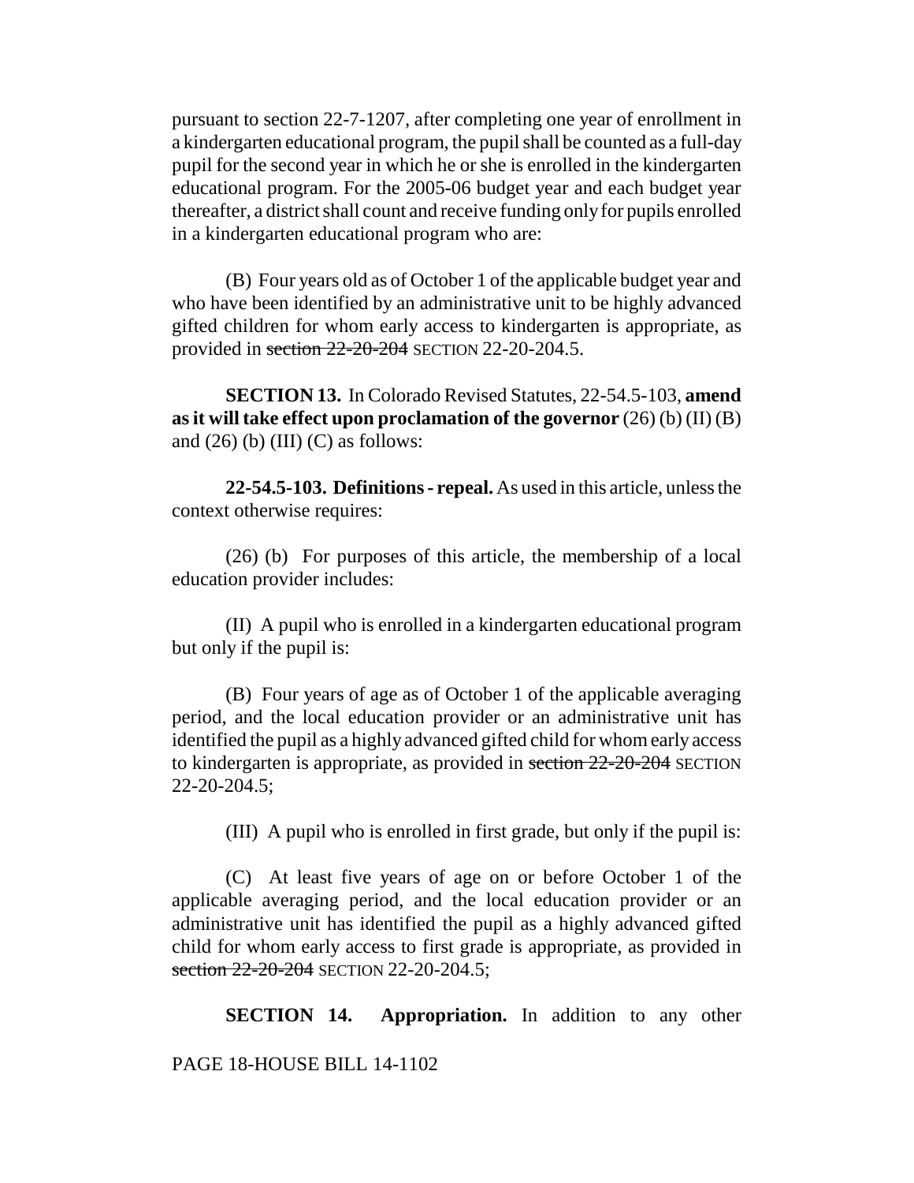pursuant to section 22-7-1207, after completing one year of enrollment in a kindergarten educational program, the pupil shall be counted as a full-day pupil for the second year in which he or she is enrolled in the kindergarten educational program. For the 2005-06 budget year and each budget year thereafter, a district shall count and receive funding only for pupils enrolled in a kindergarten educational program who are:

(B) Four years old as of October 1 of the applicable budget year and who have been identified by an administrative unit to be highly advanced gifted children for whom early access to kindergarten is appropriate, as provided in ~~section 22-20-204~~ SECTION 22-20-204.5.

**SECTION 13.** In Colorado Revised Statutes, 22-54.5-103, **amend as it will take effect upon proclamation of the governor** (26) (b) (II) (B) and (26) (b) (III) (C) as follows:

**22-54.5-103. Definitions - repeal.** As used in this article, unless the context otherwise requires:

(26) (b) For purposes of this article, the membership of a local education provider includes:

(II) A pupil who is enrolled in a kindergarten educational program but only if the pupil is:

(B) Four years of age as of October 1 of the applicable averaging period, and the local education provider or an administrative unit has identified the pupil as a highly advanced gifted child for whom early access to kindergarten is appropriate, as provided in ~~section 22-20-204~~ SECTION 22-20-204.5;

(III) A pupil who is enrolled in first grade, but only if the pupil is:

(C) At least five years of age on or before October 1 of the applicable averaging period, and the local education provider or an administrative unit has identified the pupil as a highly advanced gifted child for whom early access to first grade is appropriate, as provided in ~~section 22-20-204~~ SECTION 22-20-204.5;

**SECTION 14. Appropriation.** In addition to any other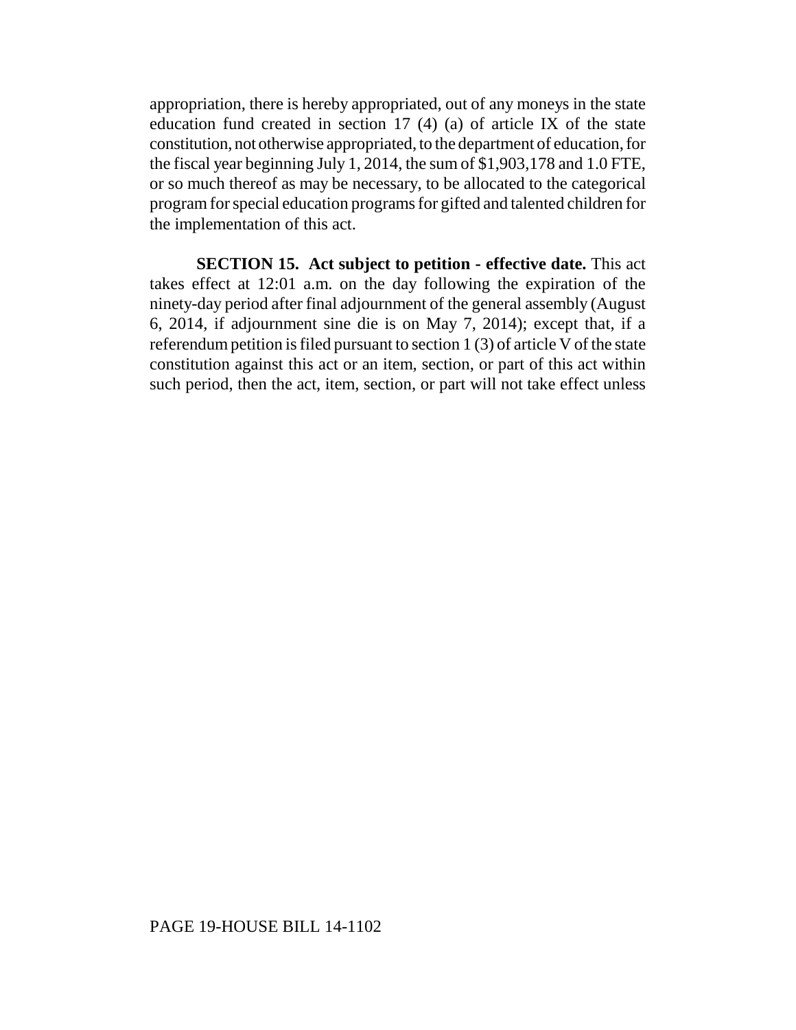appropriation, there is hereby appropriated, out of any moneys in the state education fund created in section 17 (4) (a) of article IX of the state constitution, not otherwise appropriated, to the department of education, for the fiscal year beginning July 1, 2014, the sum of $1,903,178 and 1.0 FTE, or so much thereof as may be necessary, to be allocated to the categorical program for special education programs for gifted and talented children for the implementation of this act.

**SECTION 15. Act subject to petition - effective date.** This act takes effect at 12:01 a.m. on the day following the expiration of the ninety-day period after final adjournment of the general assembly (August 6, 2014, if adjournment sine die is on May 7, 2014); except that, if a referendum petition is filed pursuant to section 1 (3) of article V of the state constitution against this act or an item, section, or part of this act within such period, then the act, item, section, or part will not take effect unless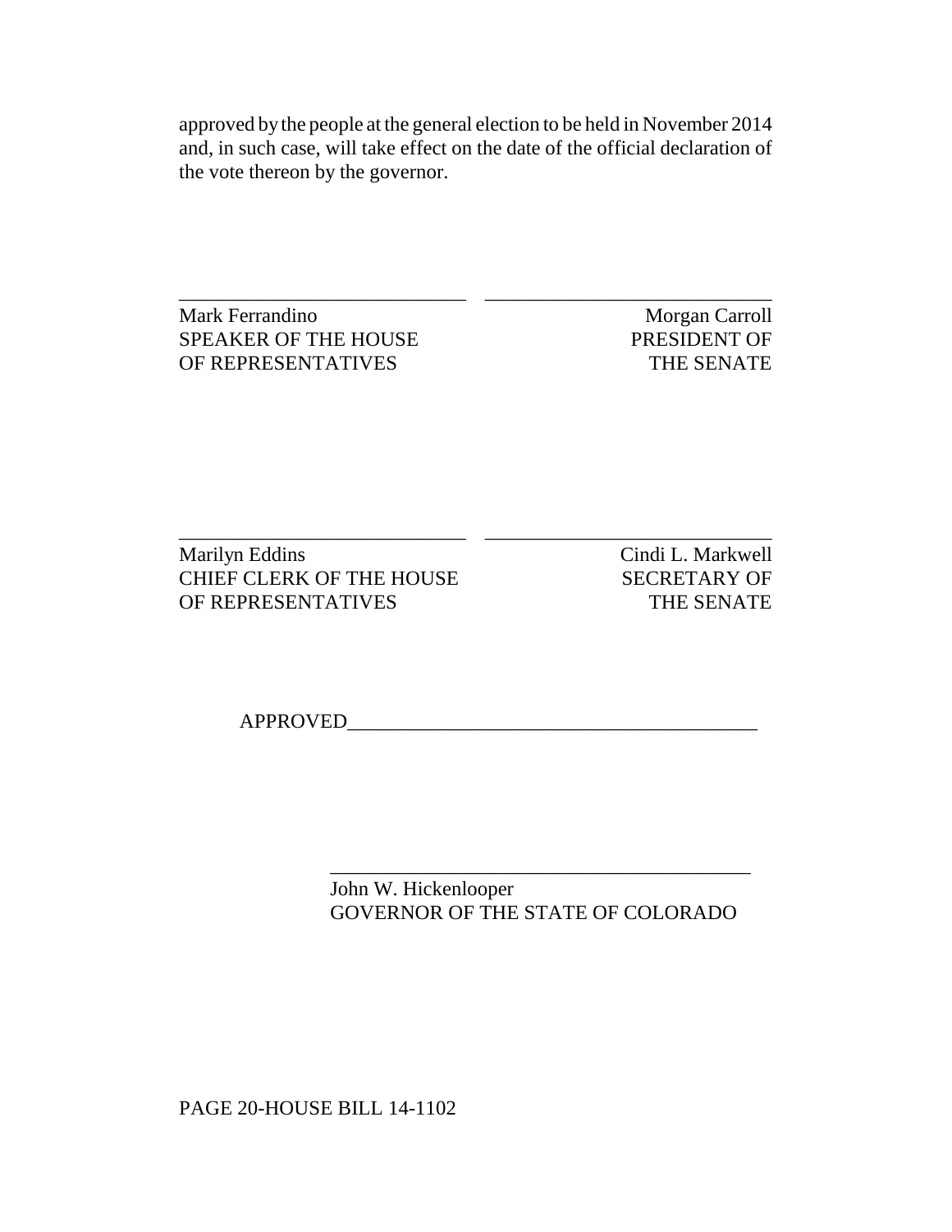approved by the people at the general election to be held in November 2014 and, in such case, will take effect on the date of the official declaration of the vote thereon by the governor.

____________________________

Mark Ferrandino
SPEAKER OF THE HOUSE
OF REPRESENTATIVES

____________________________

Morgan Carroll
PRESIDENT OF
THE SENATE

____________________________

Marilyn Eddins
CHIEF CLERK OF THE HOUSE
OF REPRESENTATIVES

____________________________

Cindi L. Markwell
SECRETARY OF
THE SENATE

APPROVED________________________________________

_________________________________________

John W. Hickenlooper
GOVERNOR OF THE STATE OF COLORADO

PAGE 20-HOUSE BILL 14-1102